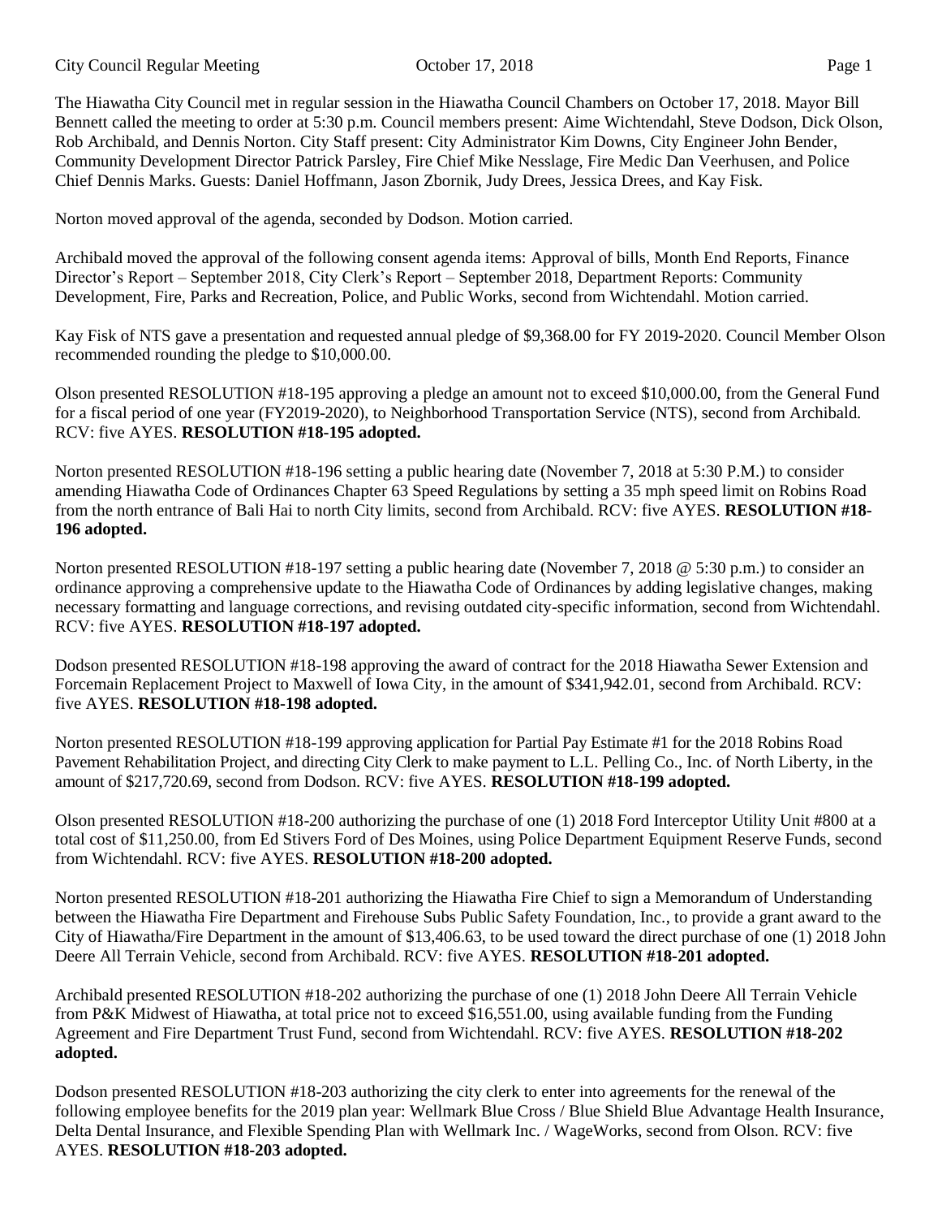The Hiawatha City Council met in regular session in the Hiawatha Council Chambers on October 17, 2018. Mayor Bill Bennett called the meeting to order at 5:30 p.m. Council members present: Aime Wichtendahl, Steve Dodson, Dick Olson, Rob Archibald, and Dennis Norton. City Staff present: City Administrator Kim Downs, City Engineer John Bender, Community Development Director Patrick Parsley, Fire Chief Mike Nesslage, Fire Medic Dan Veerhusen, and Police Chief Dennis Marks. Guests: Daniel Hoffmann, Jason Zbornik, Judy Drees, Jessica Drees, and Kay Fisk.

Norton moved approval of the agenda, seconded by Dodson. Motion carried.

Archibald moved the approval of the following consent agenda items: Approval of bills, Month End Reports, Finance Director's Report – September 2018, City Clerk's Report – September 2018, Department Reports: Community Development, Fire, Parks and Recreation, Police, and Public Works, second from Wichtendahl. Motion carried.

Kay Fisk of NTS gave a presentation and requested annual pledge of $9,368.00 for FY 2019-2020. Council Member Olson recommended rounding the pledge to $10,000.00.

Olson presented RESOLUTION #18-195 approving a pledge an amount not to exceed $10,000.00, from the General Fund for a fiscal period of one year (FY2019-2020), to Neighborhood Transportation Service (NTS), second from Archibald. RCV: five AYES. **RESOLUTION #18-195 adopted.**

Norton presented RESOLUTION #18-196 setting a public hearing date (November 7, 2018 at 5:30 P.M.) to consider amending Hiawatha Code of Ordinances Chapter 63 Speed Regulations by setting a 35 mph speed limit on Robins Road from the north entrance of Bali Hai to north City limits, second from Archibald. RCV: five AYES. **RESOLUTION #18-196 adopted.**

Norton presented RESOLUTION #18-197 setting a public hearing date (November 7, 2018 @ 5:30 p.m.) to consider an ordinance approving a comprehensive update to the Hiawatha Code of Ordinances by adding legislative changes, making necessary formatting and language corrections, and revising outdated city-specific information, second from Wichtendahl. RCV: five AYES. **RESOLUTION #18-197 adopted.**

Dodson presented RESOLUTION #18-198 approving the award of contract for the 2018 Hiawatha Sewer Extension and Forcemain Replacement Project to Maxwell of Iowa City, in the amount of $341,942.01, second from Archibald. RCV: five AYES. **RESOLUTION #18-198 adopted.**

Norton presented RESOLUTION #18-199 approving application for Partial Pay Estimate #1 for the 2018 Robins Road Pavement Rehabilitation Project, and directing City Clerk to make payment to L.L. Pelling Co., Inc. of North Liberty, in the amount of $217,720.69, second from Dodson. RCV: five AYES. **RESOLUTION #18-199 adopted.**

Olson presented RESOLUTION #18-200 authorizing the purchase of one (1) 2018 Ford Interceptor Utility Unit #800 at a total cost of $11,250.00, from Ed Stivers Ford of Des Moines, using Police Department Equipment Reserve Funds, second from Wichtendahl. RCV: five AYES. **RESOLUTION #18-200 adopted.**

Norton presented RESOLUTION #18-201 authorizing the Hiawatha Fire Chief to sign a Memorandum of Understanding between the Hiawatha Fire Department and Firehouse Subs Public Safety Foundation, Inc., to provide a grant award to the City of Hiawatha/Fire Department in the amount of $13,406.63, to be used toward the direct purchase of one (1) 2018 John Deere All Terrain Vehicle, second from Archibald. RCV: five AYES. **RESOLUTION #18-201 adopted.**

Archibald presented RESOLUTION #18-202 authorizing the purchase of one (1) 2018 John Deere All Terrain Vehicle from P&K Midwest of Hiawatha, at total price not to exceed $16,551.00, using available funding from the Funding Agreement and Fire Department Trust Fund, second from Wichtendahl. RCV: five AYES. **RESOLUTION #18-202 adopted.**

Dodson presented RESOLUTION #18-203 authorizing the city clerk to enter into agreements for the renewal of the following employee benefits for the 2019 plan year: Wellmark Blue Cross / Blue Shield Blue Advantage Health Insurance, Delta Dental Insurance, and Flexible Spending Plan with Wellmark Inc. / WageWorks, second from Olson. RCV: five AYES. **RESOLUTION #18-203 adopted.**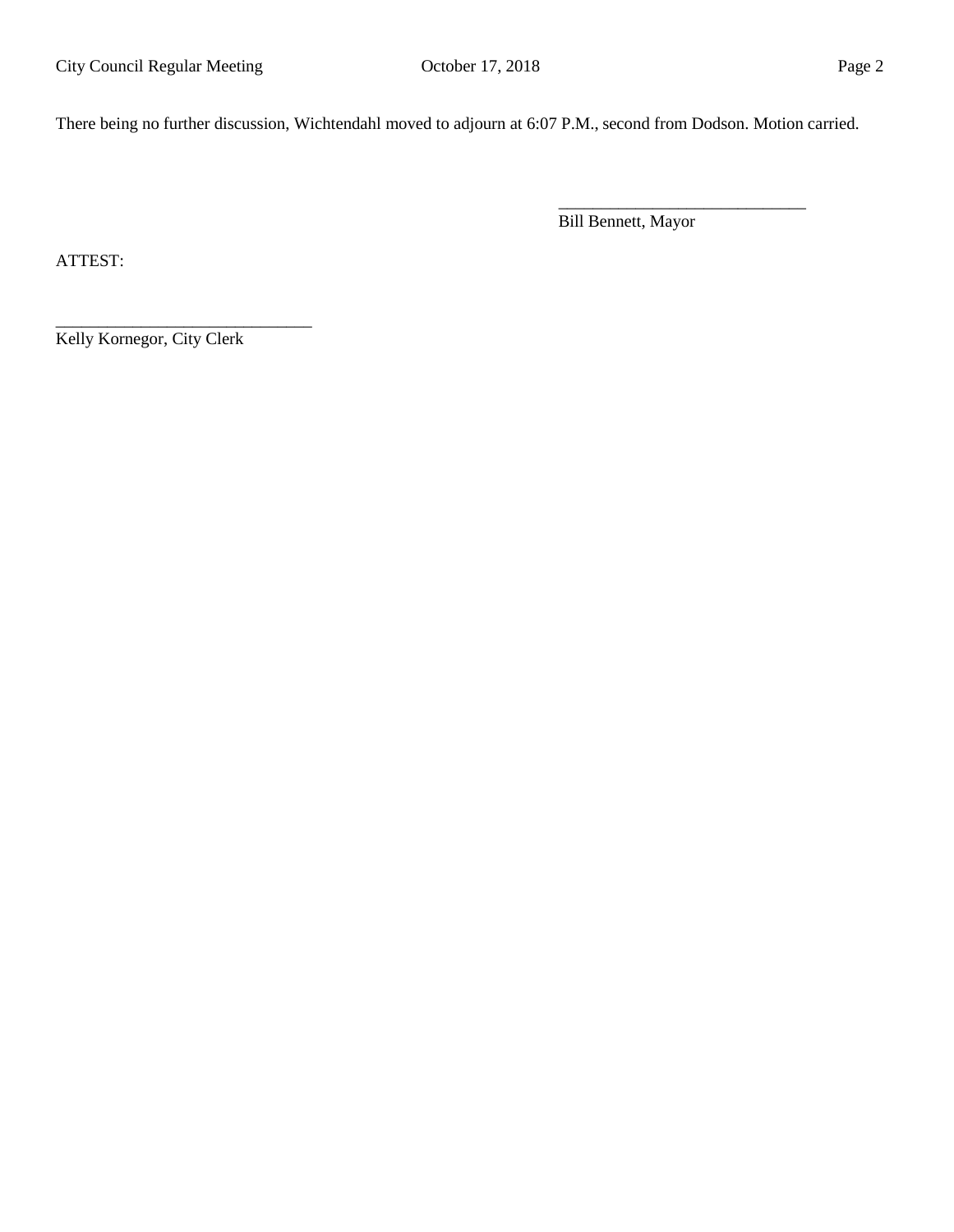There being no further discussion, Wichtendahl moved to adjourn at 6:07 P.M., second from Dodson. Motion carried.

\_\_\_\_\_\_\_\_\_\_\_\_\_\_\_\_\_\_\_\_\_\_\_\_\_\_\_\_\_\_

Bill Bennett, Mayor

ATTEST:

\_\_\_\_\_\_\_\_\_\_\_\_\_\_\_\_\_\_\_\_\_\_\_\_\_\_\_\_\_\_

Kelly Kornegor, City Clerk